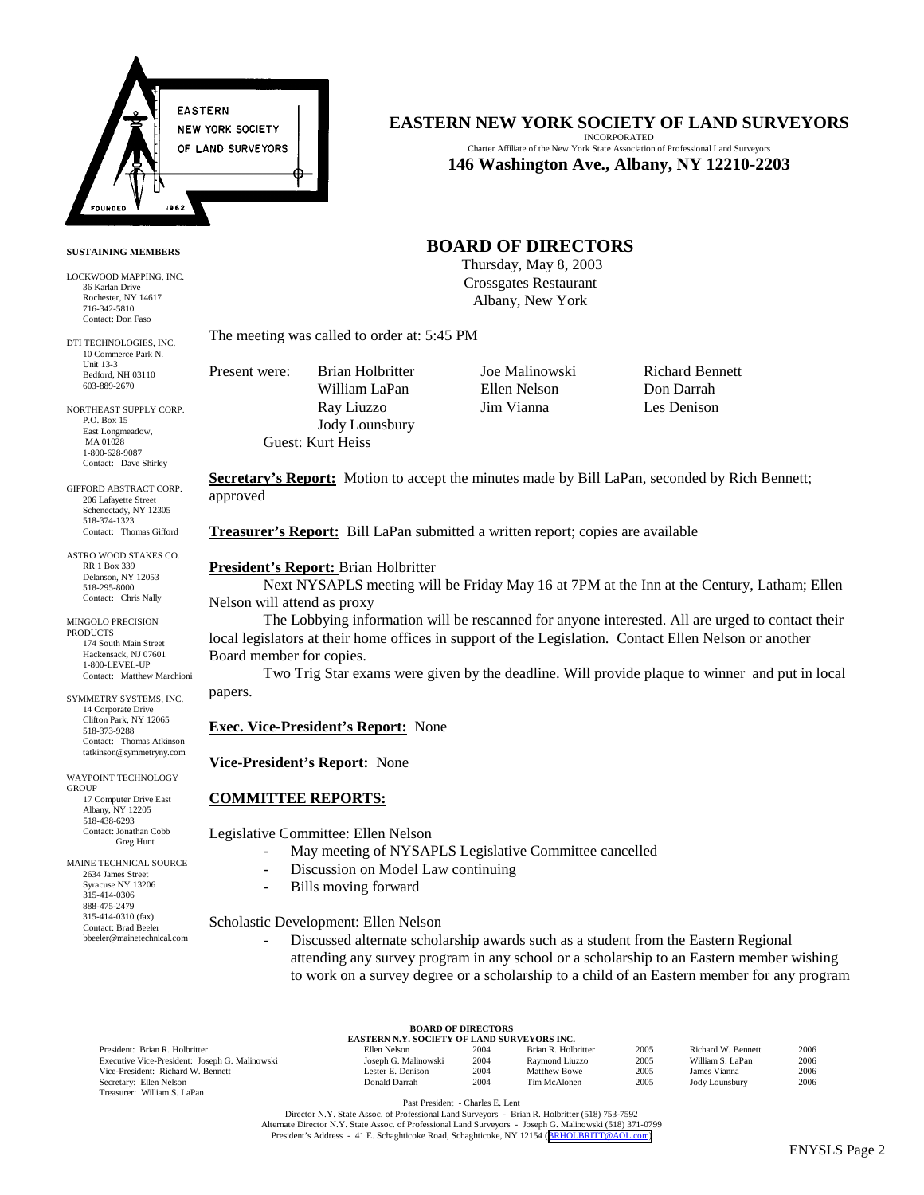# EASTERN NEW YORK SOCIETY OF LAND SURVEYORS

INCORPORATED

Charter Affiliate of the New York State Association of Professional Land Surveyors

**146 Washington Ave., Albany, NY 12210-2203**

**SUSTAINING MEMBERS**

LOCKWOOD MAPPING, INC.
36 Karlan Drive
Rochester, NY 14617
716-342-5810
Contact: Don Faso

DTI TECHNOLOGIES, INC.
10 Commerce Park N.
Unit 13-3
Bedford, NH 03110
603-889-2670

NORTHEAST SUPPLY CORP.
P.O. Box 15
East Longmeadow, MA 01028
1-800-628-9087
Contact: Dave Shirley

GIFFORD ABSTRACT CORP.
206 Lafayette Street
Schenectady, NY 12305
518-374-1323
Contact: Thomas Gifford

ASTRO WOOD STAKES CO.
RR 1 Box 339
Delanson, NY 12053
518-295-8000
Contact: Chris Nally

MINGOLO PRECISION PRODUCTS
174 South Main Street
Hackensack, NJ 07601
1-800-LEVEL-UP
Contact: Matthew Marchioni

SYMMETRY SYSTEMS, INC.
14 Corporate Drive
Clifton Park, NY 12065
518-373-9288
Contact: Thomas Atkinson
tatkinson@symmetryny.com

WAYPOINT TECHNOLOGY GROUP
17 Computer Drive East
Albany, NY 12205
518-438-6293
Contact: Jonathan Cobb
Greg Hunt

MAINE TECHNICAL SOURCE
2634 James Street
Syracuse NY 13206
315-414-0306
888-475-2479
315-414-0310 (fax)
Contact: Brad Beeler
bbeeler@mainetechnical.com

## BOARD OF DIRECTORS

Thursday, May 8, 2003
Crossgates Restaurant
Albany, New York

The meeting was called to order at: 5:45 PM

Present were: Brian Holbritter, William LaPan, Ray Liuzzo, Jody Lounsbury, Joe Malinowski, Ellen Nelson, Jim Vianna, Richard Bennett, Don Darrah, Les Denison
Guest: Kurt Heiss

**Secretary's Report:** Motion to accept the minutes made by Bill LaPan, seconded by Rich Bennett; approved

**Treasurer's Report:** Bill LaPan submitted a written report; copies are available

**President's Report:** Brian Holbritter

Next NYSAPLS meeting will be Friday May 16 at 7PM at the Inn at the Century, Latham; Ellen Nelson will attend as proxy

The Lobbying information will be rescanned for anyone interested. All are urged to contact their local legislators at their home offices in support of the Legislation. Contact Ellen Nelson or another Board member for copies.

Two Trig Star exams were given by the deadline. Will provide plaque to winner and put in local papers.

**Exec. Vice-President's Report:** None

**Vice-President's Report:** None

**COMMITTEE REPORTS:**

Legislative Committee: Ellen Nelson

- May meeting of NYSAPLS Legislative Committee cancelled
- Discussion on Model Law continuing
- Bills moving forward

Scholastic Development: Ellen Nelson

- Discussed alternate scholarship awards such as a student from the Eastern Regional attending any survey program in any school or a scholarship to an Eastern member wishing to work on a survey degree or a scholarship to a child of an Eastern member for any program

**BOARD OF DIRECTORS**
**EASTERN N.Y. SOCIETY OF LAND SURVEYORS INC.**

| Officers | | | | | | |
|---|---|---|---|---|---|---|
| President: Brian R. Holbritter | Ellen Nelson | 2004 | Brian R. Holbritter | 2005 | Richard W. Bennett | 2006 |
| Executive Vice-President: Joseph G. Malinowski | Joseph G. Malinowski | 2004 | Raymond Liuzzo | 2005 | William S. LaPan | 2006 |
| Vice-President: Richard W. Bennett | Lester E. Denison | 2004 | Matthew Bowe | 2005 | James Vianna | 2006 |
| Secretary: Ellen Nelson | Donald Darrah | 2004 | Tim McAlonen | 2005 | Jody Lounsbury | 2006 |
| Treasurer: William S. LaPan | | | | | | |

Past President - Charles E. Lent

Director N.Y. State Assoc. of Professional Land Surveyors - Brian R. Holbritter (518) 753-7592

Alternate Director N.Y. State Assoc. of Professional Land Surveyors - Joseph G. Malinowski (518) 371-0799

President's Address - 41 E. Schaghticoke Road, Schaghticoke, NY 12154 (BRHOLBRITT@AOL.com)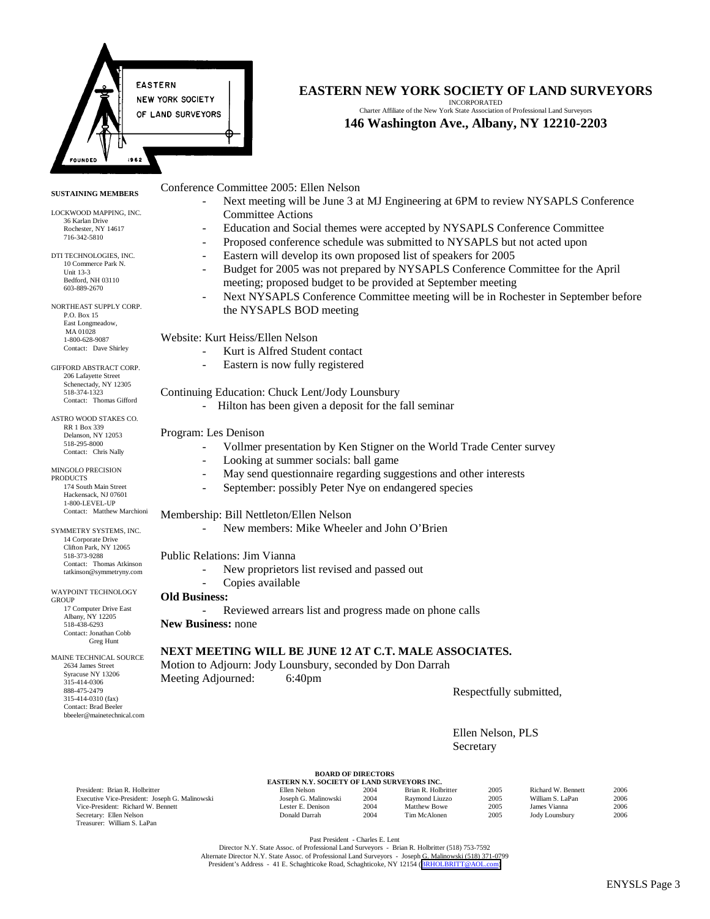# EASTERN NEW YORK SOCIETY OF LAND SURVEYORS

INCORPORATED

Charter Affiliate of the New York State Association of Professional Land Surveyors

**146 Washington Ave., Albany, NY 12210-2203**

**SUSTAINING MEMBERS**

LOCKWOOD MAPPING, INC.
36 Karlan Drive
Rochester, NY 14617
716-342-5810

DTI TECHNOLOGIES, INC.
10 Commerce Park N.
Unit 13-3
Bedford, NH 03110
603-889-2670

NORTHEAST SUPPLY CORP.
P.O. Box 15
East Longmeadow,
MA 01028
1-800-628-9087
Contact: Dave Shirley

GIFFORD ABSTRACT CORP.
206 Lafayette Street
Schenectady, NY 12305
518-374-1323
Contact: Thomas Gifford

ASTRO WOOD STAKES CO.
RR 1 Box 339
Delanson, NY 12053
518-295-8000
Contact: Chris Nally

MINGOLO PRECISION PRODUCTS
174 South Main Street
Hackensack, NJ 07601
1-800-LEVEL-UP
Contact: Matthew Marchioni

SYMMETRY SYSTEMS, INC.
14 Corporate Drive
Clifton Park, NY 12065
518-373-9288
Contact: Thomas Atkinson
tatkinson@symmetryny.com

WAYPOINT TECHNOLOGY GROUP
17 Computer Drive East
Albany, NY 12205
518-438-6293
Contact: Jonathan Cobb
Greg Hunt

MAINE TECHNICAL SOURCE
2634 James Street
Syracuse NY 13206
315-414-0306
888-475-2479
315-414-0310 (fax)
Contact: Brad Beeler
bbeeler@mainetechnical.com

Conference Committee 2005: Ellen Nelson

- Next meeting will be June 3 at MJ Engineering at 6PM to review NYSAPLS Conference Committee Actions
- Education and Social themes were accepted by NYSAPLS Conference Committee
- Proposed conference schedule was submitted to NYSAPLS but not acted upon
- Eastern will develop its own proposed list of speakers for 2005
- Budget for 2005 was not prepared by NYSAPLS Conference Committee for the April meeting; proposed budget to be provided at September meeting
- Next NYSAPLS Conference Committee meeting will be in Rochester in September before the NYSAPLS BOD meeting

Website: Kurt Heiss/Ellen Nelson

- Kurt is Alfred Student contact
- Eastern is now fully registered

Continuing Education: Chuck Lent/Jody Lounsbury

- Hilton has been given a deposit for the fall seminar

Program: Les Denison

- Vollmer presentation by Ken Stigner on the World Trade Center survey
- Looking at summer socials: ball game
- May send questionnaire regarding suggestions and other interests
- September: possibly Peter Nye on endangered species

Membership: Bill Nettleton/Ellen Nelson

- New members: Mike Wheeler and John O'Brien

Public Relations: Jim Vianna

- New proprietors list revised and passed out
- Copies available

**Old Business:**

- Reviewed arrears list and progress made on phone calls

**New Business:** none

**NEXT MEETING WILL BE JUNE 12 AT C.T. MALE ASSOCIATES.**

Motion to Adjourn: Jody Lounsbury, seconded by Don Darrah

Meeting Adjourned: 6:40pm

Respectfully submitted,

Ellen Nelson, PLS
Secretary

**BOARD OF DIRECTORS**
**EASTERN N.Y. SOCIETY OF LAND SURVEYORS INC.**

| | | | | | | |
|---|---|---|---|---|---|---|
| President: Brian R. Holbritter | Ellen Nelson | 2004 | Brian R. Holbritter | 2005 | Richard W. Bennett | 2006 |
| Executive Vice-President: Joseph G. Malinowski | Joseph G. Malinowski | 2004 | Raymond Liuzzo | 2005 | William S. LaPan | 2006 |
| Vice-President: Richard W. Bennett | Lester E. Denison | 2004 | Matthew Bowe | 2005 | James Vianna | 2006 |
| Secretary: Ellen Nelson | Donald Darrah | 2004 | Tim McAlonen | 2005 | Jody Lounsbury | 2006 |
| Treasurer: William S. LaPan | | | | | | |

Past President - Charles E. Lent
Director N.Y. State Assoc. of Professional Land Surveyors - Brian R. Holbritter (518) 753-7592
Alternate Director N.Y. State Assoc. of Professional Land Surveyors - Joseph G. Malinowski (518) 371-0799
President's Address - 41 E. Schaghticoke Road, Schaghticoke, NY 12154 (BRHOLBRITT@AOL.com)